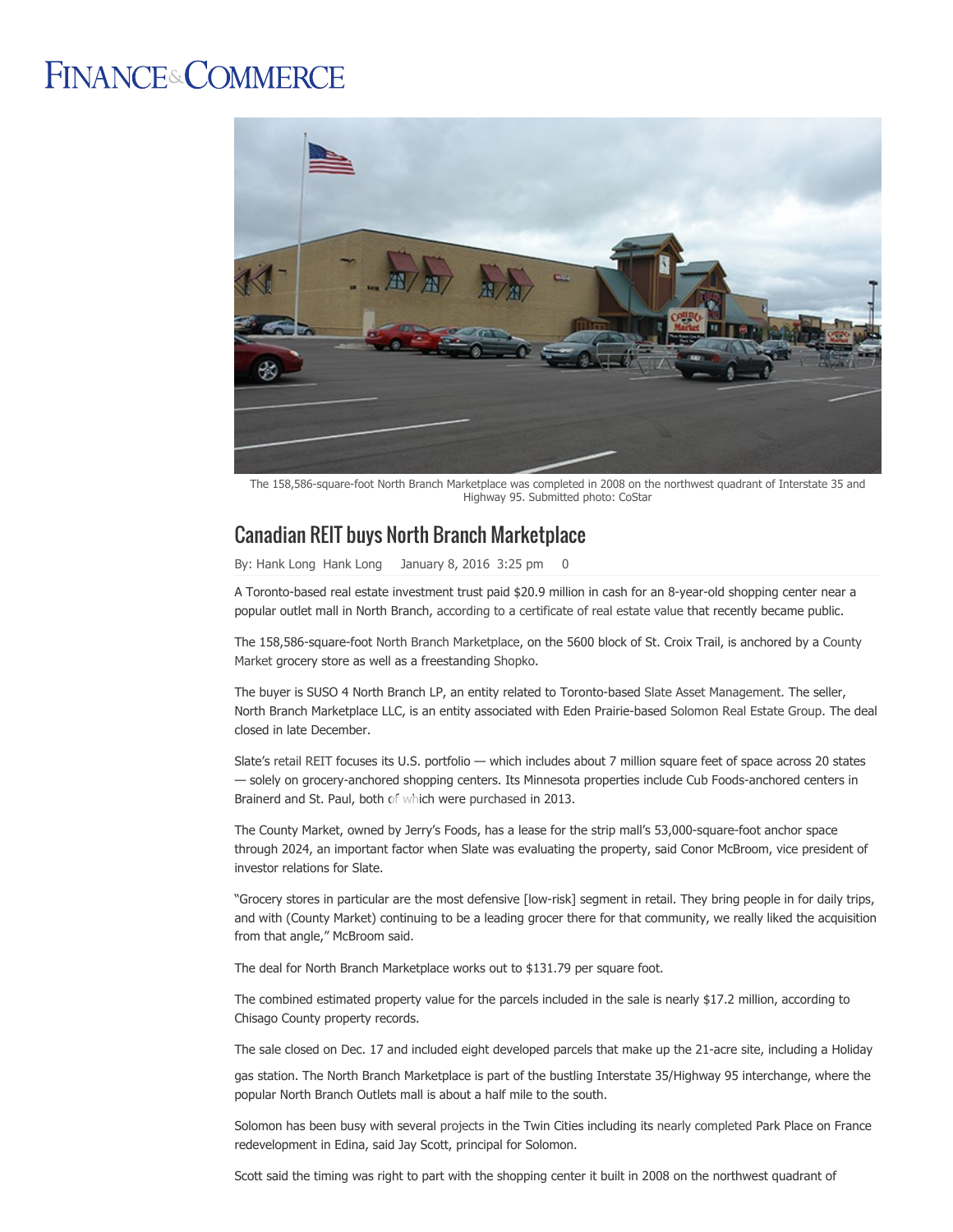The 158,586-square-foot North Branch Marketplace was completed in 2008 on the northwest quadrant of Interstate 35 and Highway 95. Submitted photo: CoStar

# Canadian REIT buys North Branch Marketplace

By: Hank Long Hank Long January 8, 2016 3:25 pm 0

A Toronto-based real estate investment trust paid $20.9 million in cash for an 8-year-old shopping center near a popular outlet mall in North Branch, according to a certificate of real estate value that recently became public.

The 158,586-square-foot North Branch Marketplace, on the 5600 block of St. Croix Trail, is anchored by a County Market grocery store as well as a freestanding Shopko.

The buyer is SUSO 4 North Branch LP, an entity related to Toronto-based Slate Asset Management. The seller, North Branch Marketplace LLC, is an entity associated with Eden Prairie-based Solomon Real Estate Group. The deal closed in late December.

Slate's retail REIT focuses its U.S. portfolio — which includes about 7 million square feet of space across 20 states — solely on grocery-anchored shopping centers. Its Minnesota properties include Cub Foods-anchored centers in Brainerd and St. Paul, both of which were purchased in 2013.

The County Market, owned by Jerry's Foods, has a lease for the strip mall's 53,000-square-foot anchor space through 2024, an important factor when Slate was evaluating the property, said Conor McBroom, vice president of investor relations for Slate.

"Grocery stores in particular are the most defensive [low-risk] segment in retail. They bring people in for daily trips, and with (County Market) continuing to be a leading grocer there for that community, we really liked the acquisition from that angle," McBroom said.

The deal for North Branch Marketplace works out to $131.79 per square foot.

The combined estimated property value for the parcels included in the sale is nearly $17.2 million, according to Chisago County property records.

The sale closed on Dec. 17 and included eight developed parcels that make up the 21-acre site, including a Holiday gas station. The North Branch Marketplace is part of the bustling Interstate 35/Highway 95 interchange, where the popular North Branch Outlets mall is about a half mile to the south.

Solomon has been busy with several projects in the Twin Cities including its nearly completed Park Place on France redevelopment in Edina, said Jay Scott, principal for Solomon.

Scott said the timing was right to part with the shopping center it built in 2008 on the northwest quadrant of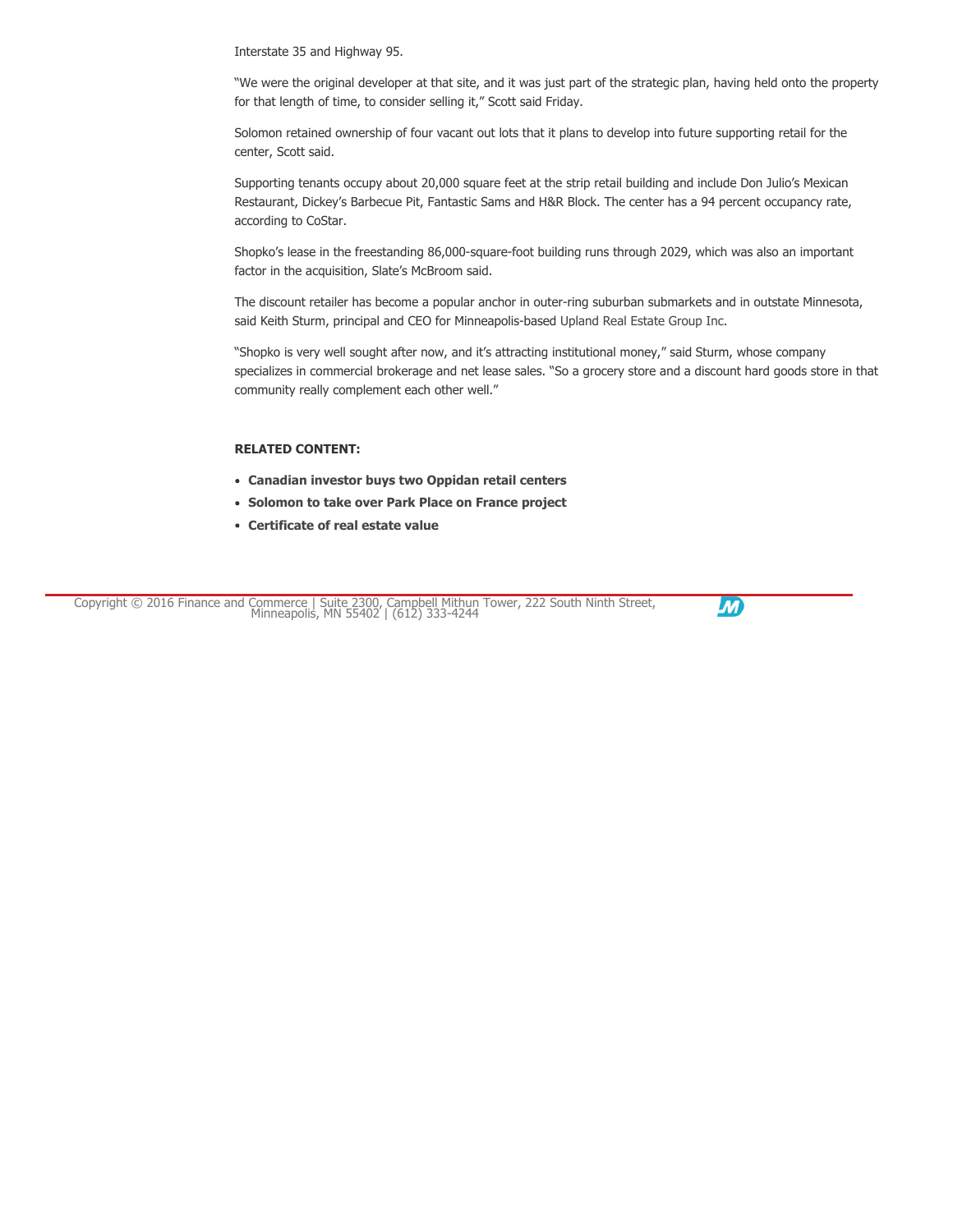Interstate 35 and Highway 95.

"We were the original developer at that site, and it was just part of the strategic plan, having held onto the property for that length of time, to consider selling it," Scott said Friday.

Solomon retained ownership of four vacant out lots that it plans to develop into future supporting retail for the center, Scott said.

Supporting tenants occupy about 20,000 square feet at the strip retail building and include Don Julio's Mexican Restaurant, Dickey's Barbecue Pit, Fantastic Sams and H&R Block. The center has a 94 percent occupancy rate, according to CoStar.

Shopko's lease in the freestanding 86,000-square-foot building runs through 2029, which was also an important factor in the acquisition, Slate's McBroom said.

The discount retailer has become a popular anchor in outer-ring suburban submarkets and in outstate Minnesota, said Keith Sturm, principal and CEO for Minneapolis-based Upland Real Estate Group Inc.

"Shopko is very well sought after now, and it's attracting institutional money," said Sturm, whose company specializes in commercial brokerage and net lease sales. "So a grocery store and a discount hard goods store in that community really complement each other well."

**RELATED CONTENT:**

- **Canadian investor buys two Oppidan retail centers**
- **Solomon to take over Park Place on France project**
- **Certificate of real estate value**

Copyright © 2016 Finance and Commerce | Suite 2300, Campbell Mithun Tower, 222 South Ninth Street, Minneapolis, MN 55402 | (612) 333-4244